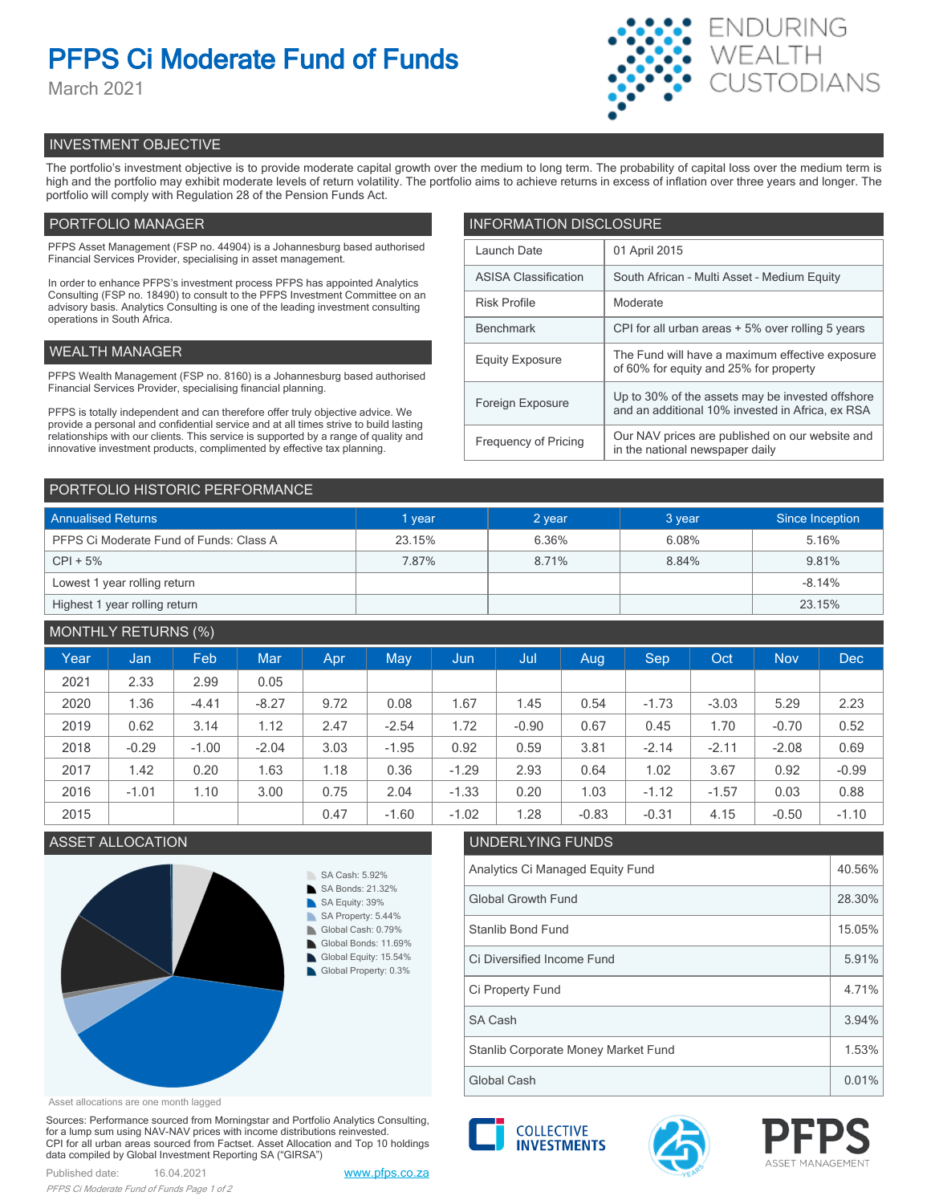# PFPS Ci Moderate Fund of Funds

March 2021

ENDURING WEALTH CUSTODIANS

## INVESTMENT OBJECTIVE

The portfolio's investment objective is to provide moderate capital growth over the medium to long term. The probability of capital loss over the medium term is high and the portfolio may exhibit moderate levels of return volatility. The portfolio aims to achieve returns in excess of inflation over three years and longer. The portfolio will comply with Regulation 28 of the Pension Funds Act.

## PORTFOLIO MANAGER

PFPS Asset Management (FSP no. 44904) is a Johannesburg based authorised Financial Services Provider, specialising in asset management.

In order to enhance PFPS's investment process PFPS has appointed Analytics Consulting (FSP no. 18490) to consult to the PFPS Investment Committee on an advisory basis. Analytics Consulting is one of the leading investment consulting operations in South Africa.

## WEALTH MANAGER

PFPS Wealth Management (FSP no. 8160) is a Johannesburg based authorised Financial Services Provider, specialising financial planning.

PFPS is totally independent and can therefore offer truly objective advice. We provide a personal and confidential service and at all times strive to build lasting relationships with our clients. This service is supported by a range of quality and innovative investment products, complimented by effective tax planning.

## INFORMATION DISCLOSURE

| | |
|---|---|
| Launch Date | 01 April 2015 |
| ASISA Classification | South African - Multi Asset - Medium Equity |
| Risk Profile | Moderate |
| Benchmark | CPI for all urban areas + 5% over rolling 5 years |
| Equity Exposure | The Fund will have a maximum effective exposure of 60% for equity and 25% for property |
| Foreign Exposure | Up to 30% of the assets may be invested offshore and an additional 10% invested in Africa, ex RSA |
| Frequency of Pricing | Our NAV prices are published on our website and in the national newspaper daily |

## PORTFOLIO HISTORIC PERFORMANCE

| Annualised Returns | 1 year | 2 year | 3 year | Since Inception |
|---|---|---|---|---|
| PFPS Ci Moderate Fund of Funds: Class A | 23.15% | 6.36% | 6.08% | 5.16% |
| CPI + 5% | 7.87% | 8.71% | 8.84% | 9.81% |
| Lowest 1 year rolling return | | | | -8.14% |
| Highest 1 year rolling return | | | | 23.15% |

## MONTHLY RETURNS (%)

| Year | Jan | Feb | Mar | Apr | May | Jun | Jul | Aug | Sep | Oct | Nov | Dec |
|---|---|---|---|---|---|---|---|---|---|---|---|---|
| 2021 | 2.33 | 2.99 | 0.05 | | | | | | | | | |
| 2020 | 1.36 | -4.41 | -8.27 | 9.72 | 0.08 | 1.67 | 1.45 | 0.54 | -1.73 | -3.03 | 5.29 | 2.23 |
| 2019 | 0.62 | 3.14 | 1.12 | 2.47 | -2.54 | 1.72 | -0.90 | 0.67 | 0.45 | 1.70 | -0.70 | 0.52 |
| 2018 | -0.29 | -1.00 | -2.04 | 3.03 | -1.95 | 0.92 | 0.59 | 3.81 | -2.14 | -2.11 | -2.08 | 0.69 |
| 2017 | 1.42 | 0.20 | 1.63 | 1.18 | 0.36 | -1.29 | 2.93 | 0.64 | 1.02 | 3.67 | 0.92 | -0.99 |
| 2016 | -1.01 | 1.10 | 3.00 | 0.75 | 2.04 | -1.33 | 0.20 | 1.03 | -1.12 | -1.57 | 0.03 | 0.88 |
| 2015 | | | | 0.47 | -1.60 | -1.02 | 1.28 | -0.83 | -0.31 | 4.15 | -0.50 | -1.10 |

## ASSET ALLOCATION

- SA Cash: 5.92%
- SA Bonds: 21.32%
- SA Equity: 39%
- SA Property: 5.44%
- Global Cash: 0.79%
- Global Bonds: 11.69%
- Global Equity: 15.54%
- Global Property: 0.3%

Asset allocations are one month lagged

## UNDERLYING FUNDS

| | |
|---|---|
| Analytics Ci Managed Equity Fund | 40.56% |
| Global Growth Fund | 28.30% |
| Stanlib Bond Fund | 15.05% |
| Ci Diversified Income Fund | 5.91% |
| Ci Property Fund | 4.71% |
| SA Cash | 3.94% |
| Stanlib Corporate Money Market Fund | 1.53% |
| Global Cash | 0.01% |

Sources: Performance sourced from Morningstar and Portfolio Analytics Consulting, for a lump sum using NAV-NAV prices with income distributions reinvested. CPI for all urban areas sourced from Factset. Asset Allocation and Top 10 holdings data compiled by Global Investment Reporting SA ("GIRSA")

Published date: 16.04.2021

www.pfps.co.za

COLLECTIVE INVESTMENTS

PFPS ASSET MANAGEMENT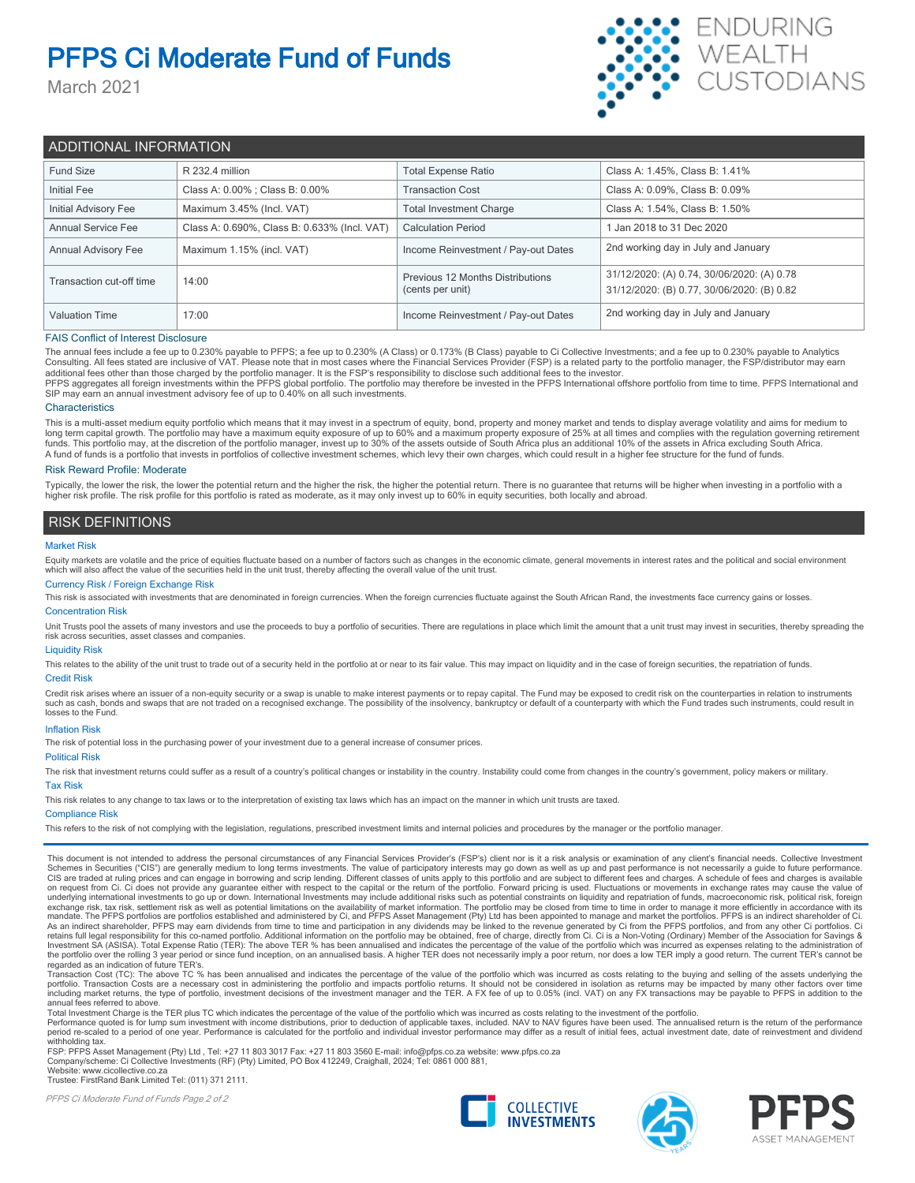# PFPS Ci Moderate Fund of Funds

March 2021

## ADDITIONAL INFORMATION

| | | | |
|---|---|---|---|
| Fund Size | R 232.4 million | Total Expense Ratio | Class A: 1.45%, Class B: 1.41% |
| Initial Fee | Class A: 0.00% ; Class B: 0.00% | Transaction Cost | Class A: 0.09%, Class B: 0.09% |
| Initial Advisory Fee | Maximum 3.45% (Incl. VAT) | Total Investment Charge | Class A: 1.54%, Class B: 1.50% |
| Annual Service Fee | Class A: 0.690%, Class B: 0.633% (Incl. VAT) | Calculation Period | 1 Jan 2018 to 31 Dec 2020 |
| Annual Advisory Fee | Maximum 1.15% (incl. VAT) | Income Reinvestment / Pay-out Dates | 2nd working day in July and January |
| Transaction cut-off time | 14:00 | Previous 12 Months Distributions (cents per unit) | 31/12/2020: (A) 0.74, 30/06/2020: (A) 0.78<br>31/12/2020: (B) 0.77, 30/06/2020: (B) 0.82 |
| Valuation Time | 17:00 | Income Reinvestment / Pay-out Dates | 2nd working day in July and January |

### FAIS Conflict of Interest Disclosure

The annual fees include a fee up to 0.230% payable to PFPS; a fee up to 0.230% (A Class) or 0.173% (B Class) payable to Ci Collective Investments; and a fee up to 0.230% payable to Analytics Consulting. All fees stated are inclusive of VAT. Please note that in most cases where the Financial Services Provider (FSP) is a related party to the portfolio manager, the FSP/distributor may earn additional fees other than those charged by the portfolio manager. It is the FSP's responsibility to disclose such additional fees to the investor.
PFPS aggregates all foreign investments within the PFPS global portfolio. The portfolio may therefore be invested in the PFPS International offshore portfolio from time to time. PFPS International and SIP may earn an annual investment advisory fee of up to 0.40% on all such investments.

### Characteristics

This is a multi-asset medium equity portfolio which means that it may invest in a spectrum of equity, bond, property and money market and tends to display average volatility and aims for medium to long term capital growth. The portfolio may have a maximum equity exposure of up to 60% and a maximum property exposure of 25% at all times and complies with the regulation governing retirement funds. This portfolio may, at the discretion of the portfolio manager, invest up to 30% of the assets outside of South Africa plus an additional 10% of the assets in Africa excluding South Africa.
A fund of funds is a portfolio that invests in portfolios of collective investment schemes, which levy their own charges, which could result in a higher fee structure for the fund of funds.

### Risk Reward Profile: Moderate

Typically, the lower the risk, the lower the potential return and the higher the risk, the higher the potential return. There is no guarantee that returns will be higher when investing in a portfolio with a higher risk profile. The risk profile for this portfolio is rated as moderate, as it may only invest up to 60% in equity securities, both locally and abroad.

## RISK DEFINITIONS

### Market Risk

Equity markets are volatile and the price of equities fluctuate based on a number of factors such as changes in the economic climate, general movements in interest rates and the political and social environment which will also affect the value of the securities held in the unit trust, thereby affecting the overall value of the unit trust.

### Currency Risk / Foreign Exchange Risk

This risk is associated with investments that are denominated in foreign currencies. When the foreign currencies fluctuate against the South African Rand, the investments face currency gains or losses.

### Concentration Risk

Unit Trusts pool the assets of many investors and use the proceeds to buy a portfolio of securities. There are regulations in place which limit the amount that a unit trust may invest in securities, thereby spreading the risk across securities, asset classes and companies.

### Liquidity Risk

This relates to the ability of the unit trust to trade out of a security held in the portfolio at or near to its fair value. This may impact on liquidity and in the case of foreign securities, the repatriation of funds.

### Credit Risk

Credit risk arises where an issuer of a non-equity security or a swap is unable to make interest payments or to repay capital. The Fund may be exposed to credit risk on the counterparties in relation to instruments such as cash, bonds and swaps that are not traded on a recognised exchange. The possibility of the insolvency, bankruptcy or default of a counterparty with which the Fund trades such instruments, could result in losses to the Fund.

### Inflation Risk

The risk of potential loss in the purchasing power of your investment due to a general increase of consumer prices.

### Political Risk

The risk that investment returns could suffer as a result of a country's political changes or instability in the country. Instability could come from changes in the country's government, policy makers or military.

### Tax Risk

This risk relates to any change to tax laws or to the interpretation of existing tax laws which has an impact on the manner in which unit trusts are taxed.

### Compliance Risk

This refers to the risk of not complying with the legislation, regulations, prescribed investment limits and internal policies and procedures by the manager or the portfolio manager.

This document is not intended to address the personal circumstances of any Financial Services Provider's (FSP's) client nor is it a risk analysis or examination of any client's financial needs. Collective Investment Schemes in Securities ("CIS") are generally medium to long terms investments. The value of participatory interests may go down as well as up and past performance is not necessarily a guide to future performance. CIS are traded at ruling prices and can engage in borrowing and scrip lending. Different classes of units apply to this portfolio and are subject to different fees and charges. A schedule of fees and charges is available on request from Ci. Ci does not provide any guarantee either with respect to the capital or the return of the portfolio. Forward pricing is used. Fluctuations or movements in exchange rates may cause the value of underlying international investments to go up or down. International Investments may include additional risks such as potential constraints on liquidity and repatriation of funds, macroeconomic risk, political risk, foreign exchange risk, tax risk, settlement risk as well as potential limitations on the availability of market information. The portfolio may be closed from time to time in order to manage it more efficiently in accordance with its mandate. The PFPS portfolios are portfolios established and administered by Ci, and PFPS Asset Management (Pty) Ltd has been appointed to manage and market the portfolios. PFPS is an indirect shareholder of Ci. As an indirect shareholder, PFPS may earn dividends from time to time and participation in any dividends may be linked to the revenue generated by Ci from the PFPS portfolios, and from any other Ci portfolios. Ci retains full legal responsibility for this co-named portfolio. Additional information on the portfolio may be obtained, free of charge, directly from Ci. Ci is a Non-Voting (Ordinary) Member of the Association for Savings & Investment SA (ASISA). Total Expense Ratio (TER): The above TER % has been annualised and indicates the percentage of the value of the portfolio which was incurred as expenses relating to the administration of the portfolio over the rolling 3 year period or since fund inception, on an annualised basis. A higher TER does not necessarily imply a poor return, nor does a low TER imply a good return. The current TER's cannot be regarded as an indication of future TER's.
Transaction Cost (TC): The above TC % has been annualised and indicates the percentage of the value of the portfolio which was incurred as costs relating to the buying and selling of the assets underlying the portfolio. Transaction Costs are a necessary cost in administering the portfolio and impacts portfolio returns. It should not be considered in isolation as returns may be impacted by many other factors over time including market returns, the type of portfolio, investment decisions of the investment manager and the TER. A FX fee of up to 0.05% (incl. VAT) on any FX transactions may be payable to PFPS in addition to the annual fees referred to above.
Total Investment Charge is the TER plus TC which indicates the percentage of the value of the portfolio which was incurred as costs relating to the investment of the portfolio.
Performance quoted is for lump sum investment with income distributions, prior to deduction of applicable taxes, included. NAV to NAV figures have been used. The annualised return is the return of the performance period re-scaled to a period of one year. Performance is calculated for the portfolio and individual investor performance may differ as a result of initial fees, actual investment date, date of reinvestment and dividend withholding tax.
FSP: PFPS Asset Management (Pty) Ltd , Tel: +27 11 803 3017 Fax: +27 11 803 3560 E-mail: info@pfps.co.za website: www.pfps.co.za
Company/scheme: Ci Collective Investments (RF) (Pty) Limited, PO Box 412249, Craighall, 2024; Tel: 0861 000 881,
Website: www.cicollective.co.za
Trustee: FirstRand Bank Limited Tel: (011) 371 2111.